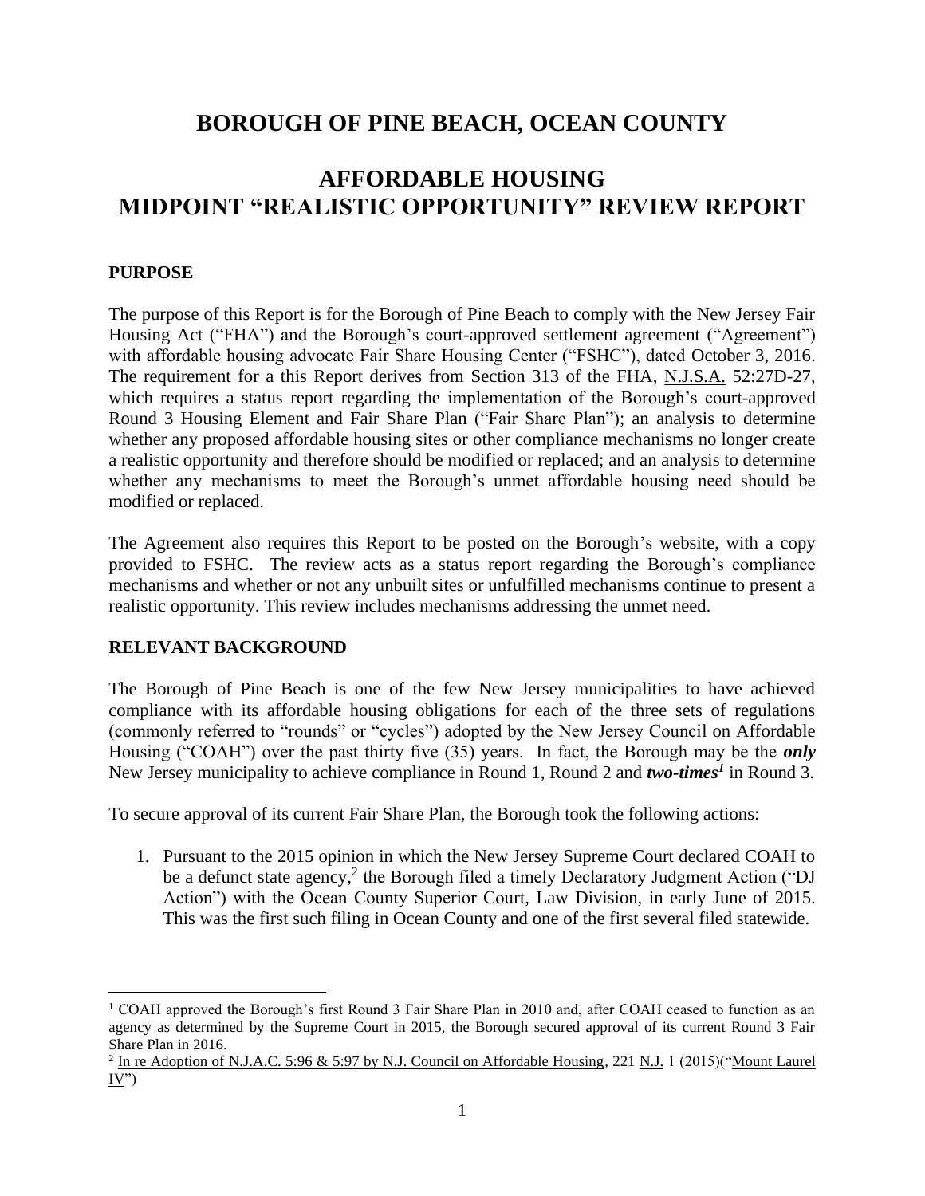# BOROUGH OF PINE BEACH, OCEAN COUNTY

# AFFORDABLE HOUSING MIDPOINT "REALISTIC OPPORTUNITY" REVIEW REPORT

## PURPOSE

The purpose of this Report is for the Borough of Pine Beach to comply with the New Jersey Fair Housing Act ("FHA") and the Borough's court-approved settlement agreement ("Agreement") with affordable housing advocate Fair Share Housing Center ("FSHC"), dated October 3, 2016. The requirement for a this Report derives from Section 313 of the FHA, N.J.S.A. 52:27D-27, which requires a status report regarding the implementation of the Borough's court-approved Round 3 Housing Element and Fair Share Plan ("Fair Share Plan"); an analysis to determine whether any proposed affordable housing sites or other compliance mechanisms no longer create a realistic opportunity and therefore should be modified or replaced; and an analysis to determine whether any mechanisms to meet the Borough's unmet affordable housing need should be modified or replaced.

The Agreement also requires this Report to be posted on the Borough's website, with a copy provided to FSHC. The review acts as a status report regarding the Borough's compliance mechanisms and whether or not any unbuilt sites or unfulfilled mechanisms continue to present a realistic opportunity. This review includes mechanisms addressing the unmet need.

## RELEVANT BACKGROUND

The Borough of Pine Beach is one of the few New Jersey municipalities to have achieved compliance with its affordable housing obligations for each of the three sets of regulations (commonly referred to "rounds" or "cycles") adopted by the New Jersey Council on Affordable Housing ("COAH") over the past thirty five (35) years. In fact, the Borough may be the ***only*** New Jersey municipality to achieve compliance in Round 1, Round 2 and ***two-times***[1] in Round 3.

To secure approval of its current Fair Share Plan, the Borough took the following actions:

1. Pursuant to the 2015 opinion in which the New Jersey Supreme Court declared COAH to be a defunct state agency,[2] the Borough filed a timely Declaratory Judgment Action ("DJ Action") with the Ocean County Superior Court, Law Division, in early June of 2015. This was the first such filing in Ocean County and one of the first several filed statewide.

---

[1] COAH approved the Borough's first Round 3 Fair Share Plan in 2010 and, after COAH ceased to function as an agency as determined by the Supreme Court in 2015, the Borough secured approval of its current Round 3 Fair Share Plan in 2016.

[2] In re Adoption of N.J.A.C. 5:96 & 5:97 by N.J. Council on Affordable Housing, 221 N.J. 1 (2015)("Mount Laurel IV")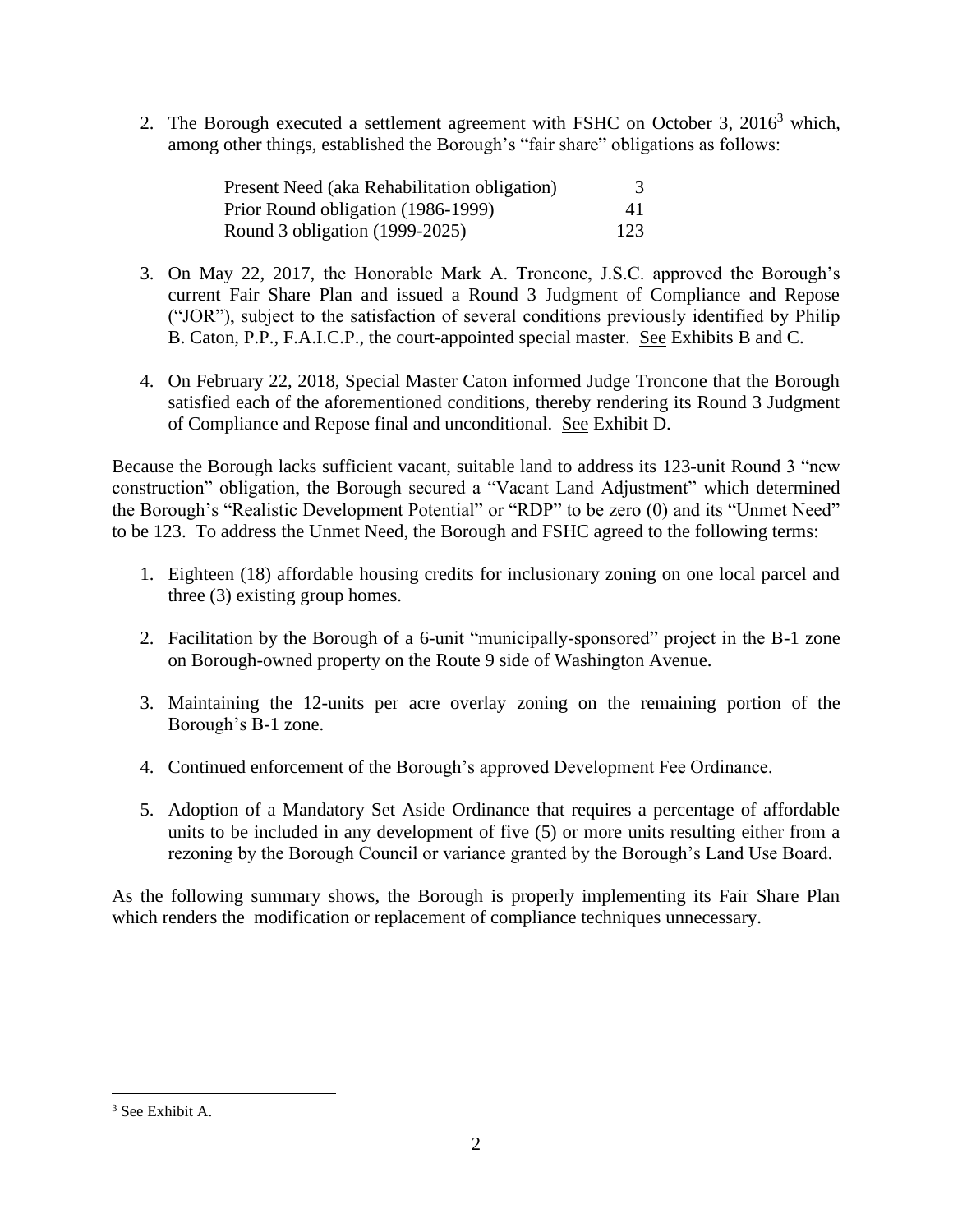2. The Borough executed a settlement agreement with FSHC on October 3, 2016[3] which, among other things, established the Borough's "fair share" obligations as follows:

| | |
|---|---|
| Present Need (aka Rehabilitation obligation) | 3 |
| Prior Round obligation (1986-1999) | 41 |
| Round 3 obligation (1999-2025) | 123 |

3. On May 22, 2017, the Honorable Mark A. Troncone, J.S.C. approved the Borough's current Fair Share Plan and issued a Round 3 Judgment of Compliance and Repose ("JOR"), subject to the satisfaction of several conditions previously identified by Philip B. Caton, P.P., F.A.I.C.P., the court-appointed special master. See Exhibits B and C.

4. On February 22, 2018, Special Master Caton informed Judge Troncone that the Borough satisfied each of the aforementioned conditions, thereby rendering its Round 3 Judgment of Compliance and Repose final and unconditional. See Exhibit D.

Because the Borough lacks sufficient vacant, suitable land to address its 123-unit Round 3 "new construction" obligation, the Borough secured a "Vacant Land Adjustment" which determined the Borough's "Realistic Development Potential" or "RDP" to be zero (0) and its "Unmet Need" to be 123. To address the Unmet Need, the Borough and FSHC agreed to the following terms:

1. Eighteen (18) affordable housing credits for inclusionary zoning on one local parcel and three (3) existing group homes.

2. Facilitation by the Borough of a 6-unit "municipally-sponsored" project in the B-1 zone on Borough-owned property on the Route 9 side of Washington Avenue.

3. Maintaining the 12-units per acre overlay zoning on the remaining portion of the Borough's B-1 zone.

4. Continued enforcement of the Borough's approved Development Fee Ordinance.

5. Adoption of a Mandatory Set Aside Ordinance that requires a percentage of affordable units to be included in any development of five (5) or more units resulting either from a rezoning by the Borough Council or variance granted by the Borough's Land Use Board.

As the following summary shows, the Borough is properly implementing its Fair Share Plan which renders the modification or replacement of compliance techniques unnecessary.

---

[3] See Exhibit A.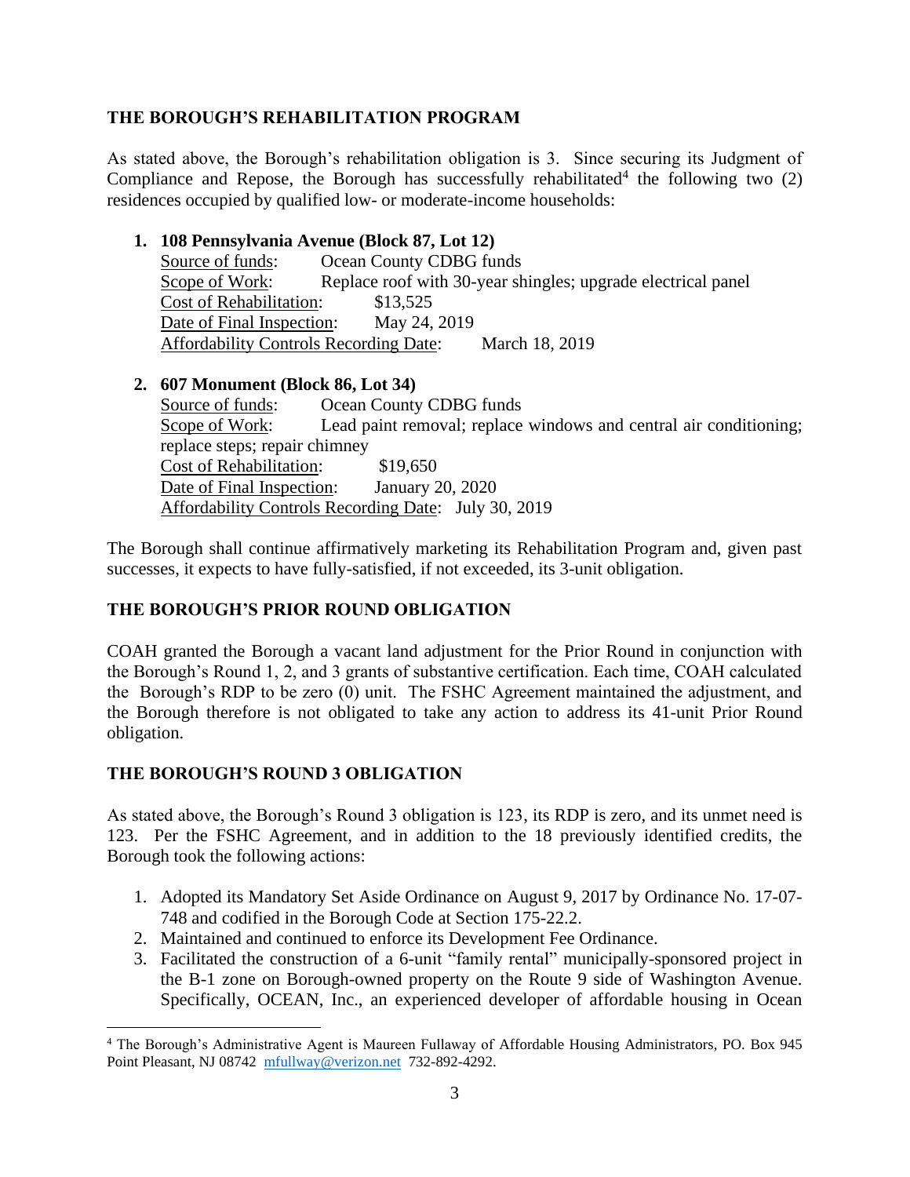## THE BOROUGH'S REHABILITATION PROGRAM

As stated above, the Borough's rehabilitation obligation is 3. Since securing its Judgment of Compliance and Repose, the Borough has successfully rehabilitated[4] the following two (2) residences occupied by qualified low- or moderate-income households:

1. **108 Pennsylvania Avenue (Block 87, Lot 12)**
   Source of funds: Ocean County CDBG funds
   Scope of Work: Replace roof with 30-year shingles; upgrade electrical panel
   Cost of Rehabilitation: $13,525
   Date of Final Inspection: May 24, 2019
   Affordability Controls Recording Date: March 18, 2019

2. **607 Monument (Block 86, Lot 34)**
   Source of funds: Ocean County CDBG funds
   Scope of Work: Lead paint removal; replace windows and central air conditioning; replace steps; repair chimney
   Cost of Rehabilitation: $19,650
   Date of Final Inspection: January 20, 2020
   Affordability Controls Recording Date: July 30, 2019

The Borough shall continue affirmatively marketing its Rehabilitation Program and, given past successes, it expects to have fully-satisfied, if not exceeded, its 3-unit obligation.

## THE BOROUGH'S PRIOR ROUND OBLIGATION

COAH granted the Borough a vacant land adjustment for the Prior Round in conjunction with the Borough's Round 1, 2, and 3 grants of substantive certification. Each time, COAH calculated the Borough's RDP to be zero (0) unit. The FSHC Agreement maintained the adjustment, and the Borough therefore is not obligated to take any action to address its 41-unit Prior Round obligation.

## THE BOROUGH'S ROUND 3 OBLIGATION

As stated above, the Borough's Round 3 obligation is 123, its RDP is zero, and its unmet need is 123. Per the FSHC Agreement, and in addition to the 18 previously identified credits, the Borough took the following actions:

1. Adopted its Mandatory Set Aside Ordinance on August 9, 2017 by Ordinance No. 17-07-748 and codified in the Borough Code at Section 175-22.2.
2. Maintained and continued to enforce its Development Fee Ordinance.
3. Facilitated the construction of a 6-unit "family rental" municipally-sponsored project in the B-1 zone on Borough-owned property on the Route 9 side of Washington Avenue. Specifically, OCEAN, Inc., an experienced developer of affordable housing in Ocean

[4] The Borough's Administrative Agent is Maureen Fullaway of Affordable Housing Administrators, PO. Box 945 Point Pleasant, NJ 08742 mfullway@verizon.net 732-892-4292.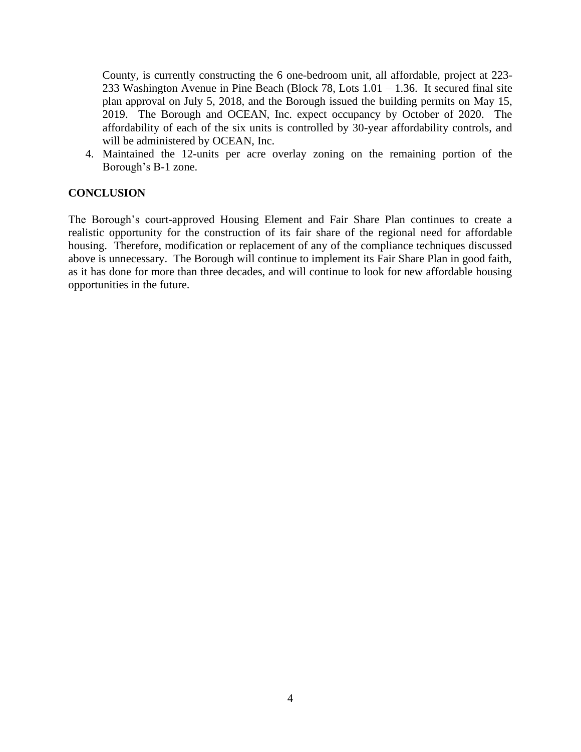County, is currently constructing the 6 one-bedroom unit, all affordable, project at 223-233 Washington Avenue in Pine Beach (Block 78, Lots 1.01 – 1.36. It secured final site plan approval on July 5, 2018, and the Borough issued the building permits on May 15, 2019. The Borough and OCEAN, Inc. expect occupancy by October of 2020. The affordability of each of the six units is controlled by 30-year affordability controls, and will be administered by OCEAN, Inc.

4. Maintained the 12-units per acre overlay zoning on the remaining portion of the Borough's B-1 zone.

**CONCLUSION**

The Borough's court-approved Housing Element and Fair Share Plan continues to create a realistic opportunity for the construction of its fair share of the regional need for affordable housing. Therefore, modification or replacement of any of the compliance techniques discussed above is unnecessary. The Borough will continue to implement its Fair Share Plan in good faith, as it has done for more than three decades, and will continue to look for new affordable housing opportunities in the future.